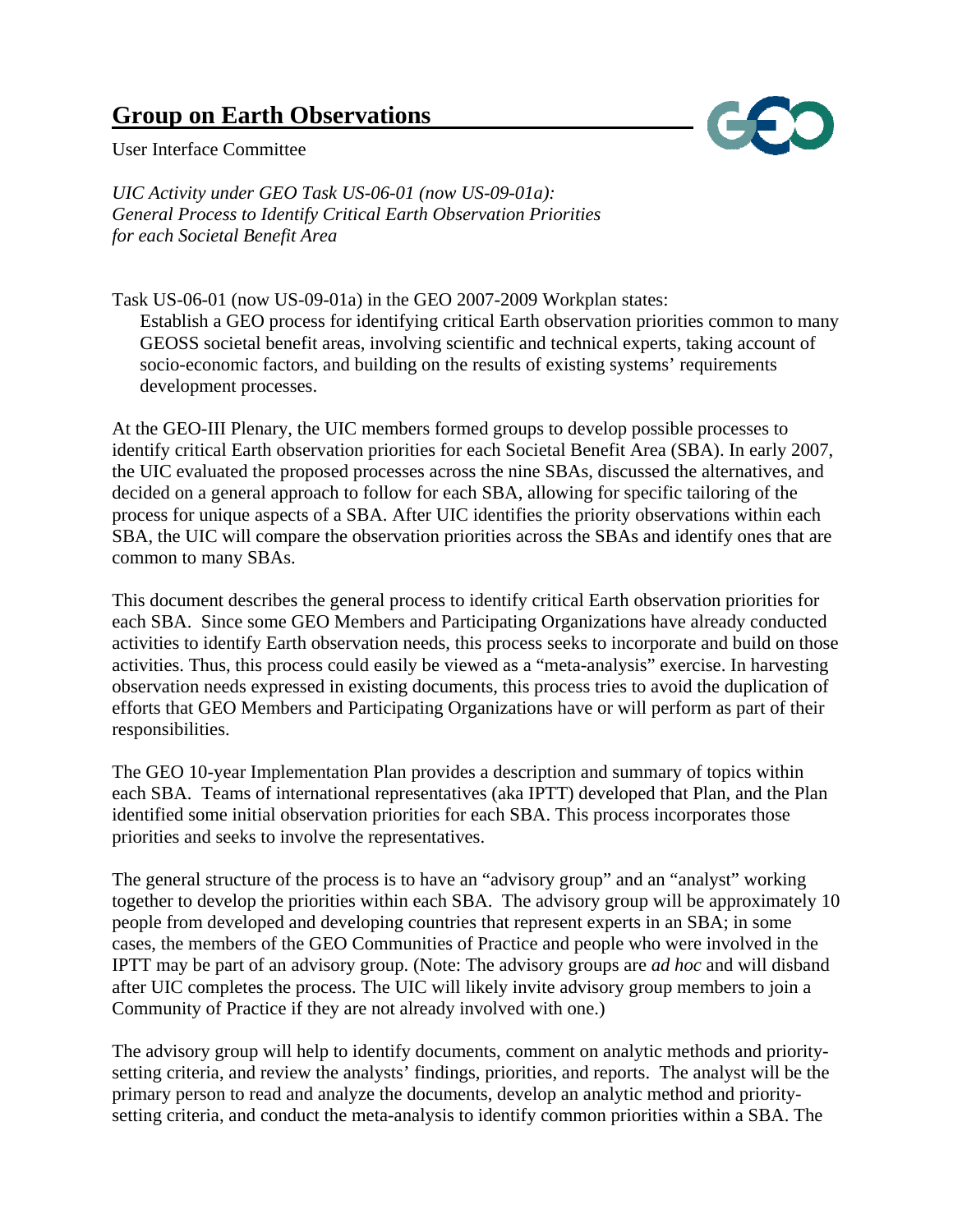# Group on Earth Observations

User Interface Committee

*UIC Activity under GEO Task US-06-01 (now US-09-01a):*
*General Process to Identify Critical Earth Observation Priorities*
*for each Societal Benefit Area*

Task US-06-01 (now US-09-01a) in the GEO 2007-2009 Workplan states:

> Establish a GEO process for identifying critical Earth observation priorities common to many GEOSS societal benefit areas, involving scientific and technical experts, taking account of socio-economic factors, and building on the results of existing systems' requirements development processes.

At the GEO-III Plenary, the UIC members formed groups to develop possible processes to identify critical Earth observation priorities for each Societal Benefit Area (SBA). In early 2007, the UIC evaluated the proposed processes across the nine SBAs, discussed the alternatives, and decided on a general approach to follow for each SBA, allowing for specific tailoring of the process for unique aspects of a SBA. After UIC identifies the priority observations within each SBA, the UIC will compare the observation priorities across the SBAs and identify ones that are common to many SBAs.

This document describes the general process to identify critical Earth observation priorities for each SBA. Since some GEO Members and Participating Organizations have already conducted activities to identify Earth observation needs, this process seeks to incorporate and build on those activities. Thus, this process could easily be viewed as a "meta-analysis" exercise. In harvesting observation needs expressed in existing documents, this process tries to avoid the duplication of efforts that GEO Members and Participating Organizations have or will perform as part of their responsibilities.

The GEO 10-year Implementation Plan provides a description and summary of topics within each SBA. Teams of international representatives (aka IPTT) developed that Plan, and the Plan identified some initial observation priorities for each SBA. This process incorporates those priorities and seeks to involve the representatives.

The general structure of the process is to have an "advisory group" and an "analyst" working together to develop the priorities within each SBA. The advisory group will be approximately 10 people from developed and developing countries that represent experts in an SBA; in some cases, the members of the GEO Communities of Practice and people who were involved in the IPTT may be part of an advisory group. (Note: The advisory groups are *ad hoc* and will disband after UIC completes the process. The UIC will likely invite advisory group members to join a Community of Practice if they are not already involved with one.)

The advisory group will help to identify documents, comment on analytic methods and priority-setting criteria, and review the analysts' findings, priorities, and reports. The analyst will be the primary person to read and analyze the documents, develop an analytic method and priority-setting criteria, and conduct the meta-analysis to identify common priorities within a SBA. The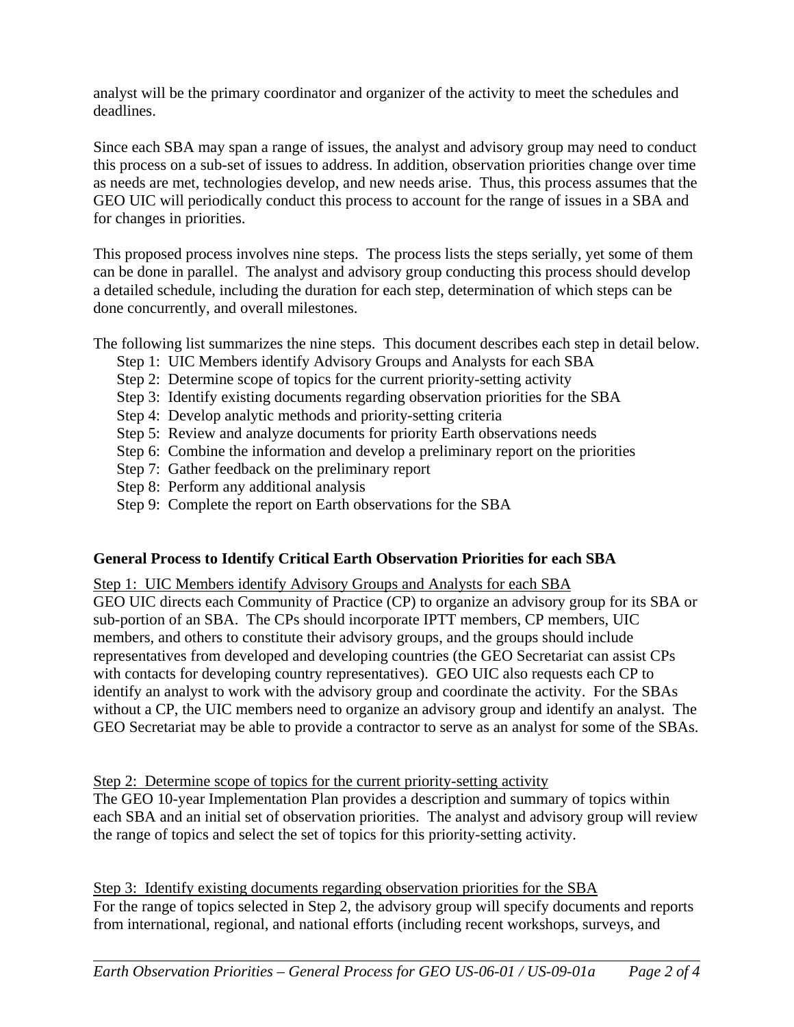analyst will be the primary coordinator and organizer of the activity to meet the schedules and deadlines.

Since each SBA may span a range of issues, the analyst and advisory group may need to conduct this process on a sub-set of issues to address. In addition, observation priorities change over time as needs are met, technologies develop, and new needs arise. Thus, this process assumes that the GEO UIC will periodically conduct this process to account for the range of issues in a SBA and for changes in priorities.

This proposed process involves nine steps. The process lists the steps serially, yet some of them can be done in parallel. The analyst and advisory group conducting this process should develop a detailed schedule, including the duration for each step, determination of which steps can be done concurrently, and overall milestones.

The following list summarizes the nine steps. This document describes each step in detail below.

- Step 1: UIC Members identify Advisory Groups and Analysts for each SBA
- Step 2: Determine scope of topics for the current priority-setting activity
- Step 3: Identify existing documents regarding observation priorities for the SBA
- Step 4: Develop analytic methods and priority-setting criteria
- Step 5: Review and analyze documents for priority Earth observations needs
- Step 6: Combine the information and develop a preliminary report on the priorities
- Step 7: Gather feedback on the preliminary report
- Step 8: Perform any additional analysis
- Step 9: Complete the report on Earth observations for the SBA

**General Process to Identify Critical Earth Observation Priorities for each SBA**

Step 1: UIC Members identify Advisory Groups and Analysts for each SBA

GEO UIC directs each Community of Practice (CP) to organize an advisory group for its SBA or sub-portion of an SBA. The CPs should incorporate IPTT members, CP members, UIC members, and others to constitute their advisory groups, and the groups should include representatives from developed and developing countries (the GEO Secretariat can assist CPs with contacts for developing country representatives). GEO UIC also requests each CP to identify an analyst to work with the advisory group and coordinate the activity. For the SBAs without a CP, the UIC members need to organize an advisory group and identify an analyst. The GEO Secretariat may be able to provide a contractor to serve as an analyst for some of the SBAs.

Step 2: Determine scope of topics for the current priority-setting activity

The GEO 10-year Implementation Plan provides a description and summary of topics within each SBA and an initial set of observation priorities. The analyst and advisory group will review the range of topics and select the set of topics for this priority-setting activity.

Step 3: Identify existing documents regarding observation priorities for the SBA

For the range of topics selected in Step 2, the advisory group will specify documents and reports from international, regional, and national efforts (including recent workshops, surveys, and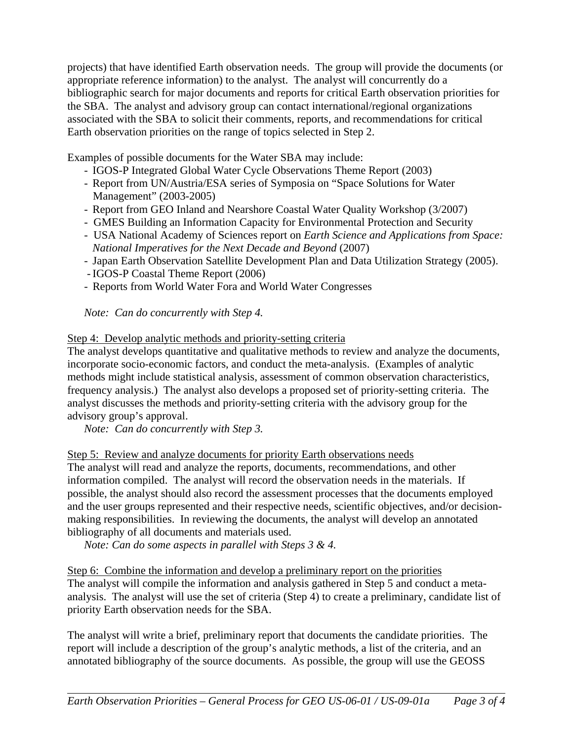projects) that have identified Earth observation needs. The group will provide the documents (or appropriate reference information) to the analyst. The analyst will concurrently do a bibliographic search for major documents and reports for critical Earth observation priorities for the SBA. The analyst and advisory group can contact international/regional organizations associated with the SBA to solicit their comments, reports, and recommendations for critical Earth observation priorities on the range of topics selected in Step 2.

Examples of possible documents for the Water SBA may include:

- IGOS-P Integrated Global Water Cycle Observations Theme Report (2003)
- Report from UN/Austria/ESA series of Symposia on "Space Solutions for Water Management" (2003-2005)
- Report from GEO Inland and Nearshore Coastal Water Quality Workshop (3/2007)
- GMES Building an Information Capacity for Environmental Protection and Security
- USA National Academy of Sciences report on *Earth Science and Applications from Space: National Imperatives for the Next Decade and Beyond* (2007)
- Japan Earth Observation Satellite Development Plan and Data Utilization Strategy (2005).
- IGOS-P Coastal Theme Report (2006)
- Reports from World Water Fora and World Water Congresses

*Note: Can do concurrently with Step 4.*

<u>Step 4: Develop analytic methods and priority-setting criteria</u>

The analyst develops quantitative and qualitative methods to review and analyze the documents, incorporate socio-economic factors, and conduct the meta-analysis. (Examples of analytic methods might include statistical analysis, assessment of common observation characteristics, frequency analysis.) The analyst also develops a proposed set of priority-setting criteria. The analyst discusses the methods and priority-setting criteria with the advisory group for the advisory group's approval.

*Note: Can do concurrently with Step 3.*

<u>Step 5: Review and analyze documents for priority Earth observations needs</u>

The analyst will read and analyze the reports, documents, recommendations, and other information compiled. The analyst will record the observation needs in the materials. If possible, the analyst should also record the assessment processes that the documents employed and the user groups represented and their respective needs, scientific objectives, and/or decision-making responsibilities. In reviewing the documents, the analyst will develop an annotated bibliography of all documents and materials used.

*Note: Can do some aspects in parallel with Steps 3 & 4.*

<u>Step 6: Combine the information and develop a preliminary report on the priorities</u>

The analyst will compile the information and analysis gathered in Step 5 and conduct a meta-analysis. The analyst will use the set of criteria (Step 4) to create a preliminary, candidate list of priority Earth observation needs for the SBA.

The analyst will write a brief, preliminary report that documents the candidate priorities. The report will include a description of the group's analytic methods, a list of the criteria, and an annotated bibliography of the source documents. As possible, the group will use the GEOSS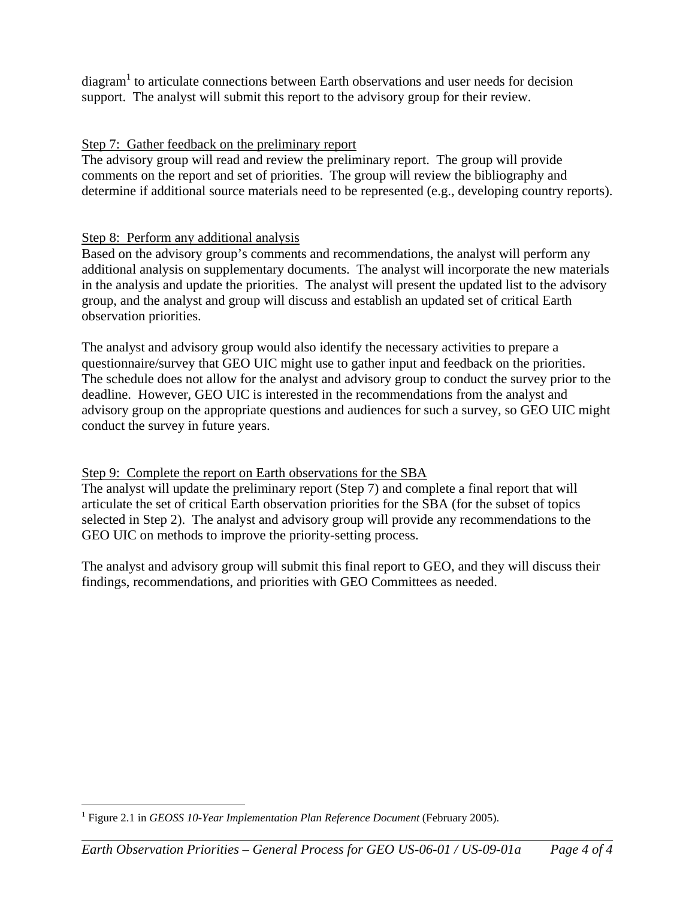diagram[1] to articulate connections between Earth observations and user needs for decision support. The analyst will submit this report to the advisory group for their review.

Step 7: Gather feedback on the preliminary report

The advisory group will read and review the preliminary report. The group will provide comments on the report and set of priorities. The group will review the bibliography and determine if additional source materials need to be represented (e.g., developing country reports).

Step 8: Perform any additional analysis

Based on the advisory group's comments and recommendations, the analyst will perform any additional analysis on supplementary documents. The analyst will incorporate the new materials in the analysis and update the priorities. The analyst will present the updated list to the advisory group, and the analyst and group will discuss and establish an updated set of critical Earth observation priorities.

The analyst and advisory group would also identify the necessary activities to prepare a questionnaire/survey that GEO UIC might use to gather input and feedback on the priorities. The schedule does not allow for the analyst and advisory group to conduct the survey prior to the deadline. However, GEO UIC is interested in the recommendations from the analyst and advisory group on the appropriate questions and audiences for such a survey, so GEO UIC might conduct the survey in future years.

Step 9: Complete the report on Earth observations for the SBA

The analyst will update the preliminary report (Step 7) and complete a final report that will articulate the set of critical Earth observation priorities for the SBA (for the subset of topics selected in Step 2). The analyst and advisory group will provide any recommendations to the GEO UIC on methods to improve the priority-setting process.

The analyst and advisory group will submit this final report to GEO, and they will discuss their findings, recommendations, and priorities with GEO Committees as needed.

[1] Figure 2.1 in *GEOSS 10-Year Implementation Plan Reference Document* (February 2005).